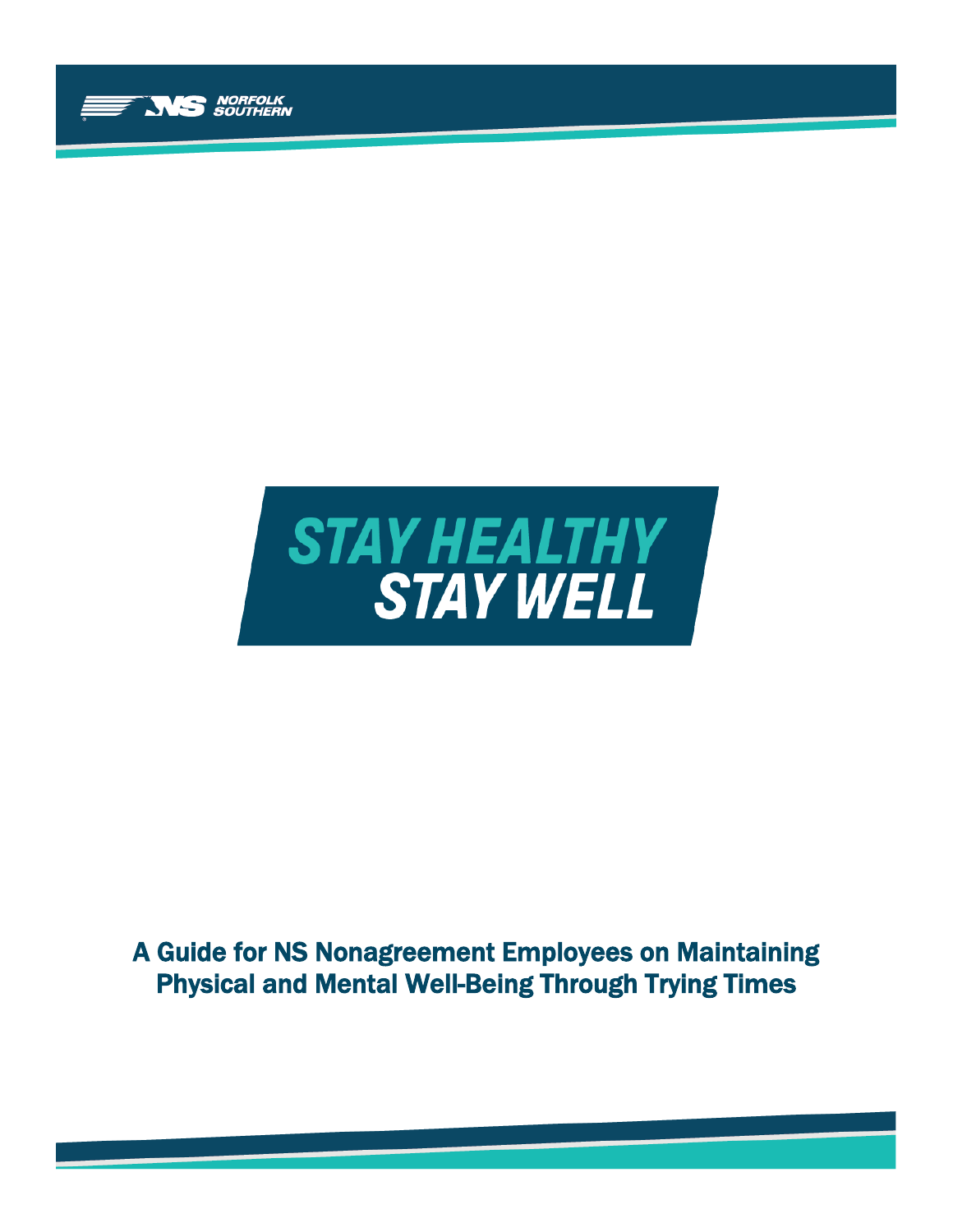NORFOLK SOUTHERN

# STAY HEALTHY STAY WELL

## A Guide for NS Nonagreement Employees on Maintaining Physical and Mental Well-Being Through Trying Times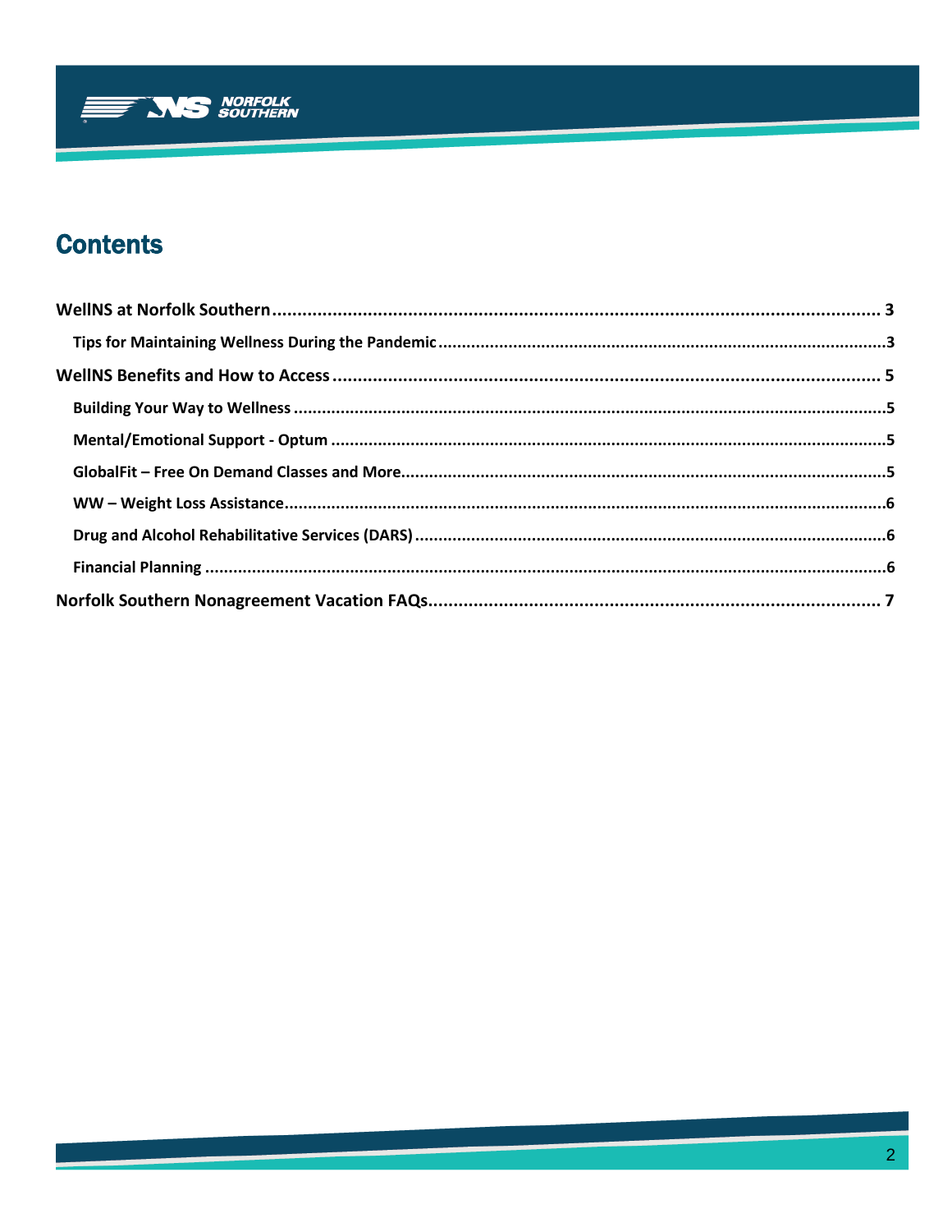# Contents

WellNS at Norfolk Southern ........................................................................................................ 3

- Tips for Maintaining Wellness During the Pandemic ...............................................................................3

WellNS Benefits and How to Access ............................................................................................. 5

- Building Your Way to Wellness .............................................................................................................5
- Mental/Emotional Support - Optum .....................................................................................................5
- GlobalFit – Free On Demand Classes and More.....................................................................................5
- WW – Weight Loss Assistance................................................................................................................6
- Drug and Alcohol Rehabilitative Services (DARS) ....................................................................................6
- Financial Planning .................................................................................................................................6

Norfolk Southern Nonagreement Vacation FAQs.......................................................................... 7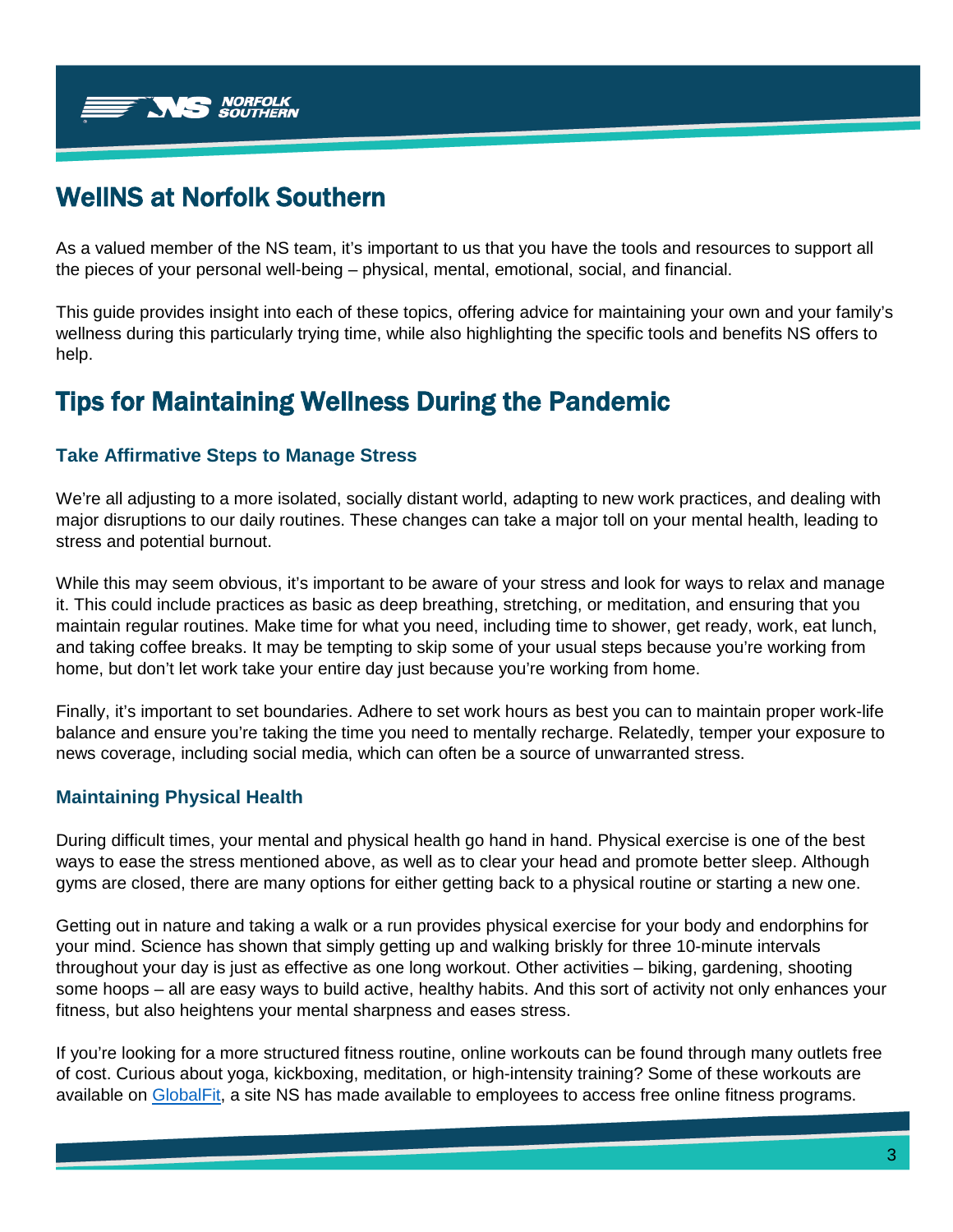# WellNS at Norfolk Southern

As a valued member of the NS team, it's important to us that you have the tools and resources to support all the pieces of your personal well-being – physical, mental, emotional, social, and financial.

This guide provides insight into each of these topics, offering advice for maintaining your own and your family's wellness during this particularly trying time, while also highlighting the specific tools and benefits NS offers to help.

# Tips for Maintaining Wellness During the Pandemic

### Take Affirmative Steps to Manage Stress

We're all adjusting to a more isolated, socially distant world, adapting to new work practices, and dealing with major disruptions to our daily routines. These changes can take a major toll on your mental health, leading to stress and potential burnout.

While this may seem obvious, it's important to be aware of your stress and look for ways to relax and manage it. This could include practices as basic as deep breathing, stretching, or meditation, and ensuring that you maintain regular routines. Make time for what you need, including time to shower, get ready, work, eat lunch, and taking coffee breaks. It may be tempting to skip some of your usual steps because you're working from home, but don't let work take your entire day just because you're working from home.

Finally, it's important to set boundaries. Adhere to set work hours as best you can to maintain proper work-life balance and ensure you're taking the time you need to mentally recharge. Relatedly, temper your exposure to news coverage, including social media, which can often be a source of unwarranted stress.

### Maintaining Physical Health

During difficult times, your mental and physical health go hand in hand. Physical exercise is one of the best ways to ease the stress mentioned above, as well as to clear your head and promote better sleep. Although gyms are closed, there are many options for either getting back to a physical routine or starting a new one.

Getting out in nature and taking a walk or a run provides physical exercise for your body and endorphins for your mind. Science has shown that simply getting up and walking briskly for three 10-minute intervals throughout your day is just as effective as one long workout. Other activities – biking, gardening, shooting some hoops – all are easy ways to build active, healthy habits. And this sort of activity not only enhances your fitness, but also heightens your mental sharpness and eases stress.

If you're looking for a more structured fitness routine, online workouts can be found through many outlets free of cost. Curious about yoga, kickboxing, meditation, or high-intensity training? Some of these workouts are available on GlobalFit, a site NS has made available to employees to access free online fitness programs.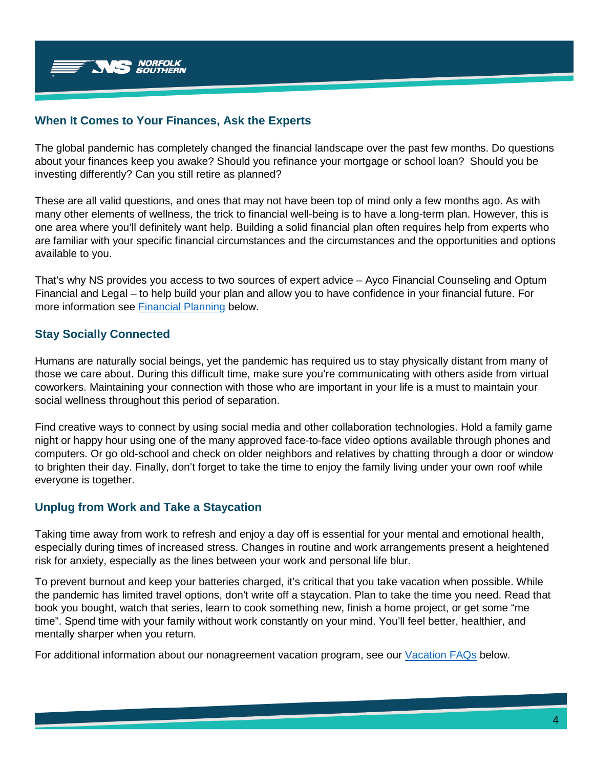## When It Comes to Your Finances, Ask the Experts

The global pandemic has completely changed the financial landscape over the past few months. Do questions about your finances keep you awake? Should you refinance your mortgage or school loan? Should you be investing differently? Can you still retire as planned?

These are all valid questions, and ones that may not have been top of mind only a few months ago. As with many other elements of wellness, the trick to financial well-being is to have a long-term plan. However, this is one area where you'll definitely want help. Building a solid financial plan often requires help from experts who are familiar with your specific financial circumstances and the circumstances and the opportunities and options available to you.

That's why NS provides you access to two sources of expert advice – Ayco Financial Counseling and Optum Financial and Legal – to help build your plan and allow you to have confidence in your financial future. For more information see Financial Planning below.

## Stay Socially Connected

Humans are naturally social beings, yet the pandemic has required us to stay physically distant from many of those we care about. During this difficult time, make sure you're communicating with others aside from virtual coworkers. Maintaining your connection with those who are important in your life is a must to maintain your social wellness throughout this period of separation.

Find creative ways to connect by using social media and other collaboration technologies. Hold a family game night or happy hour using one of the many approved face-to-face video options available through phones and computers. Or go old-school and check on older neighbors and relatives by chatting through a door or window to brighten their day. Finally, don't forget to take the time to enjoy the family living under your own roof while everyone is together.

## Unplug from Work and Take a Staycation

Taking time away from work to refresh and enjoy a day off is essential for your mental and emotional health, especially during times of increased stress. Changes in routine and work arrangements present a heightened risk for anxiety, especially as the lines between your work and personal life blur.

To prevent burnout and keep your batteries charged, it's critical that you take vacation when possible. While the pandemic has limited travel options, don't write off a staycation. Plan to take the time you need. Read that book you bought, watch that series, learn to cook something new, finish a home project, or get some "me time". Spend time with your family without work constantly on your mind. You'll feel better, healthier, and mentally sharper when you return.

For additional information about our nonagreement vacation program, see our Vacation FAQs below.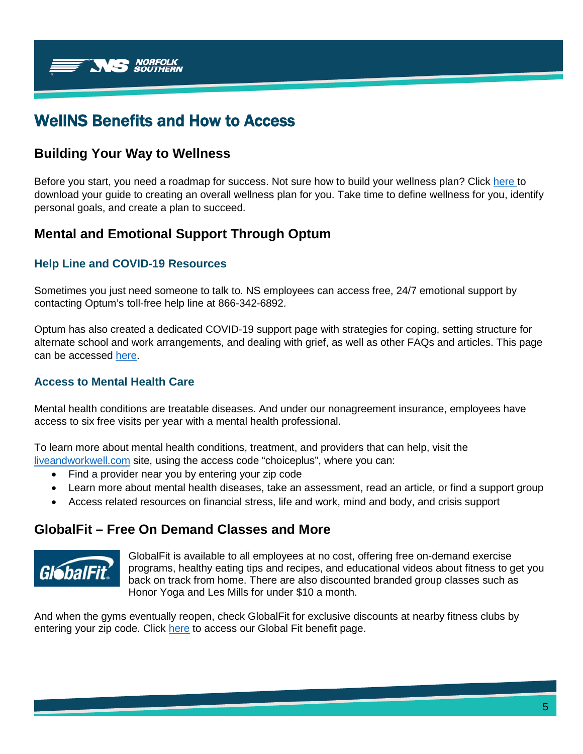# WellNS Benefits and How to Access

## Building Your Way to Wellness

Before you start, you need a roadmap for success. Not sure how to build your wellness plan? Click here to download your guide to creating an overall wellness plan for you. Take time to define wellness for you, identify personal goals, and create a plan to succeed.

## Mental and Emotional Support Through Optum

### Help Line and COVID-19 Resources

Sometimes you just need someone to talk to. NS employees can access free, 24/7 emotional support by contacting Optum's toll-free help line at 866-342-6892.

Optum has also created a dedicated COVID-19 support page with strategies for coping, setting structure for alternate school and work arrangements, and dealing with grief, as well as other FAQs and articles. This page can be accessed here.

### Access to Mental Health Care

Mental health conditions are treatable diseases. And under our nonagreement insurance, employees have access to six free visits per year with a mental health professional.

To learn more about mental health conditions, treatment, and providers that can help, visit the liveandworkwell.com site, using the access code "choiceplus", where you can:

- Find a provider near you by entering your zip code
- Learn more about mental health diseases, take an assessment, read an article, or find a support group
- Access related resources on financial stress, life and work, mind and body, and crisis support

## GlobalFit – Free On Demand Classes and More

GlobalFit is available to all employees at no cost, offering free on-demand exercise programs, healthy eating tips and recipes, and educational videos about fitness to get you back on track from home. There are also discounted branded group classes such as Honor Yoga and Les Mills for under $10 a month.

And when the gyms eventually reopen, check GlobalFit for exclusive discounts at nearby fitness clubs by entering your zip code. Click here to access our Global Fit benefit page.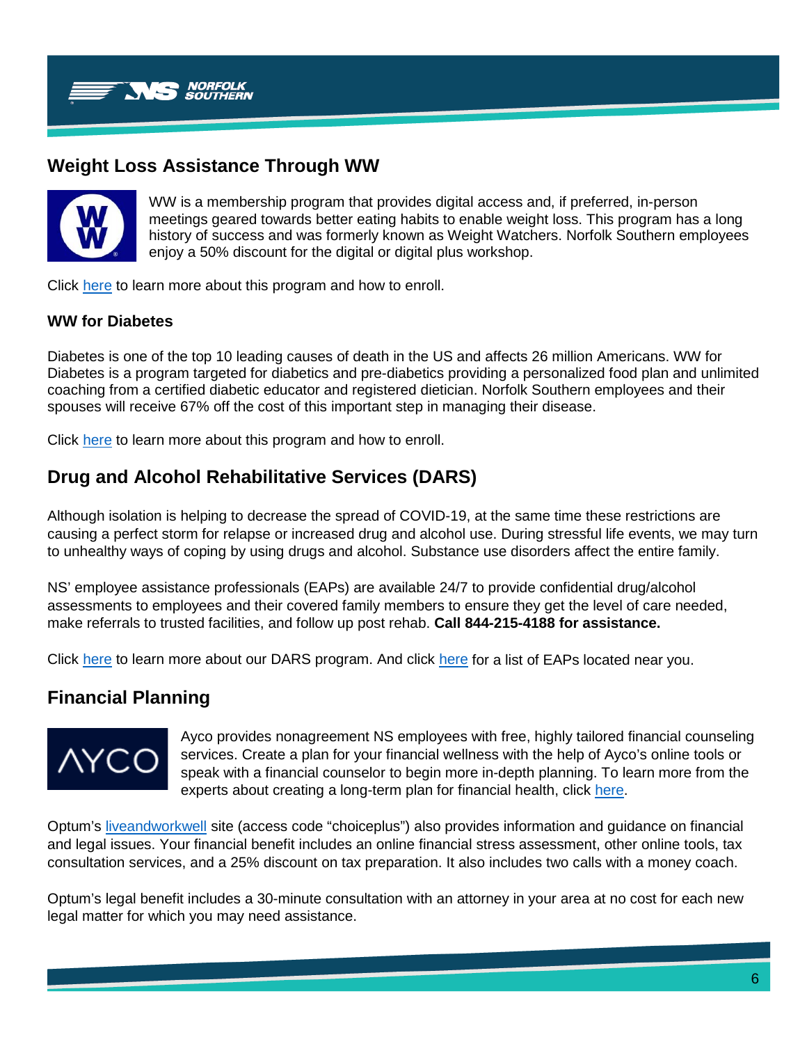## Weight Loss Assistance Through WW

WW is a membership program that provides digital access and, if preferred, in-person meetings geared towards better eating habits to enable weight loss. This program has a long history of success and was formerly known as Weight Watchers. Norfolk Southern employees enjoy a 50% discount for the digital or digital plus workshop.

Click here to learn more about this program and how to enroll.

### WW for Diabetes

Diabetes is one of the top 10 leading causes of death in the US and affects 26 million Americans. WW for Diabetes is a program targeted for diabetics and pre-diabetics providing a personalized food plan and unlimited coaching from a certified diabetic educator and registered dietician. Norfolk Southern employees and their spouses will receive 67% off the cost of this important step in managing their disease.

Click here to learn more about this program and how to enroll.

## Drug and Alcohol Rehabilitative Services (DARS)

Although isolation is helping to decrease the spread of COVID-19, at the same time these restrictions are causing a perfect storm for relapse or increased drug and alcohol use. During stressful life events, we may turn to unhealthy ways of coping by using drugs and alcohol. Substance use disorders affect the entire family.

NS' employee assistance professionals (EAPs) are available 24/7 to provide confidential drug/alcohol assessments to employees and their covered family members to ensure they get the level of care needed, make referrals to trusted facilities, and follow up post rehab. **Call 844-215-4188 for assistance.**

Click here to learn more about our DARS program. And click here for a list of EAPs located near you.

## Financial Planning

Ayco provides nonagreement NS employees with free, highly tailored financial counseling services. Create a plan for your financial wellness with the help of Ayco's online tools or speak with a financial counselor to begin more in-depth planning. To learn more from the experts about creating a long-term plan for financial health, click here.

Optum's liveandworkwell site (access code "choiceplus") also provides information and guidance on financial and legal issues. Your financial benefit includes an online financial stress assessment, other online tools, tax consultation services, and a 25% discount on tax preparation. It also includes two calls with a money coach.

Optum's legal benefit includes a 30-minute consultation with an attorney in your area at no cost for each new legal matter for which you may need assistance.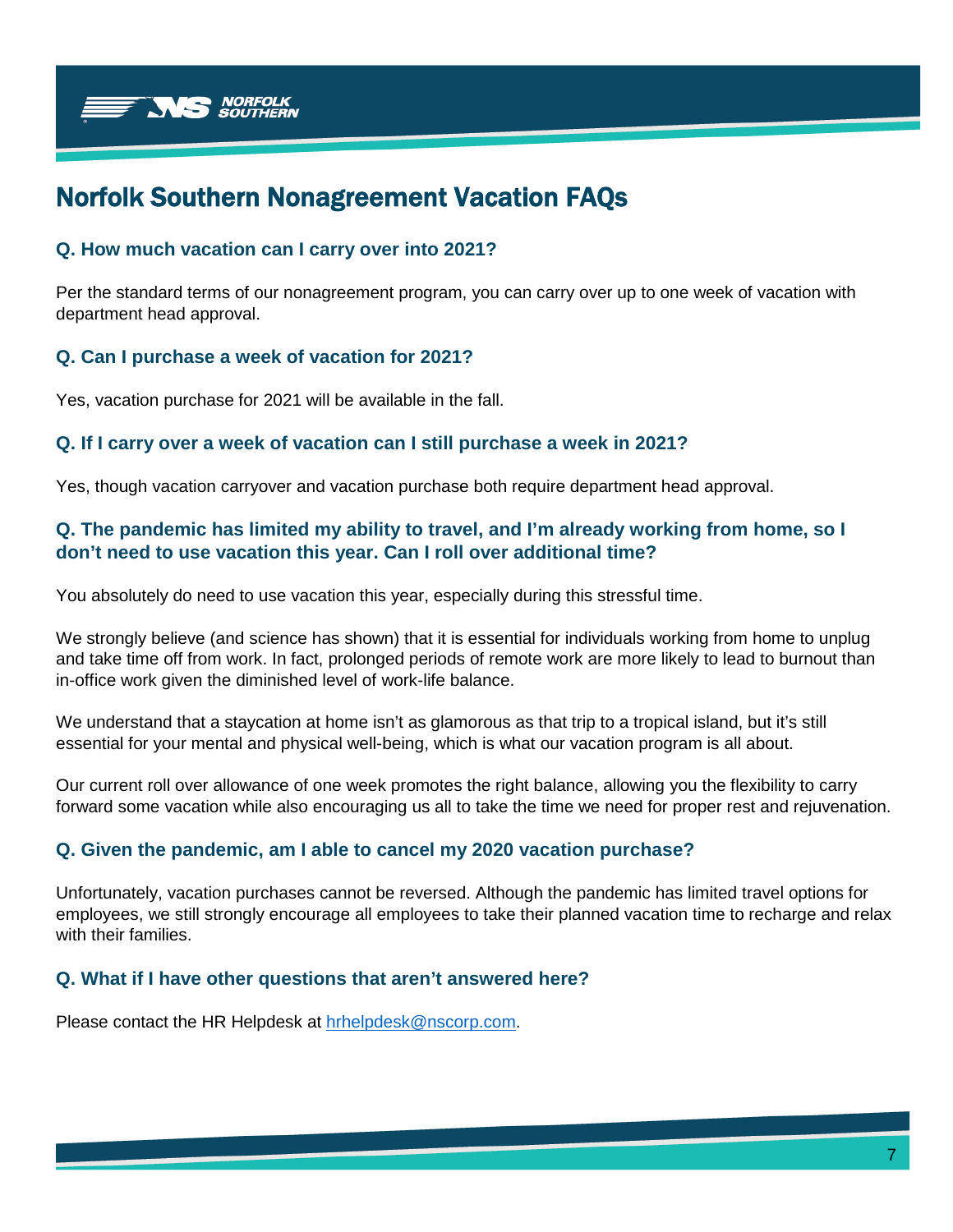# Norfolk Southern Nonagreement Vacation FAQs

### Q. How much vacation can I carry over into 2021?

Per the standard terms of our nonagreement program, you can carry over up to one week of vacation with department head approval.

### Q. Can I purchase a week of vacation for 2021?

Yes, vacation purchase for 2021 will be available in the fall.

### Q. If I carry over a week of vacation can I still purchase a week in 2021?

Yes, though vacation carryover and vacation purchase both require department head approval.

### Q. The pandemic has limited my ability to travel, and I'm already working from home, so I don't need to use vacation this year. Can I roll over additional time?

You absolutely do need to use vacation this year, especially during this stressful time.

We strongly believe (and science has shown) that it is essential for individuals working from home to unplug and take time off from work. In fact, prolonged periods of remote work are more likely to lead to burnout than in-office work given the diminished level of work-life balance.

We understand that a staycation at home isn't as glamorous as that trip to a tropical island, but it's still essential for your mental and physical well-being, which is what our vacation program is all about.

Our current roll over allowance of one week promotes the right balance, allowing you the flexibility to carry forward some vacation while also encouraging us all to take the time we need for proper rest and rejuvenation.

### Q. Given the pandemic, am I able to cancel my 2020 vacation purchase?

Unfortunately, vacation purchases cannot be reversed. Although the pandemic has limited travel options for employees, we still strongly encourage all employees to take their planned vacation time to recharge and relax with their families.

### Q. What if I have other questions that aren't answered here?

Please contact the HR Helpdesk at hrhelpdesk@nscorp.com.